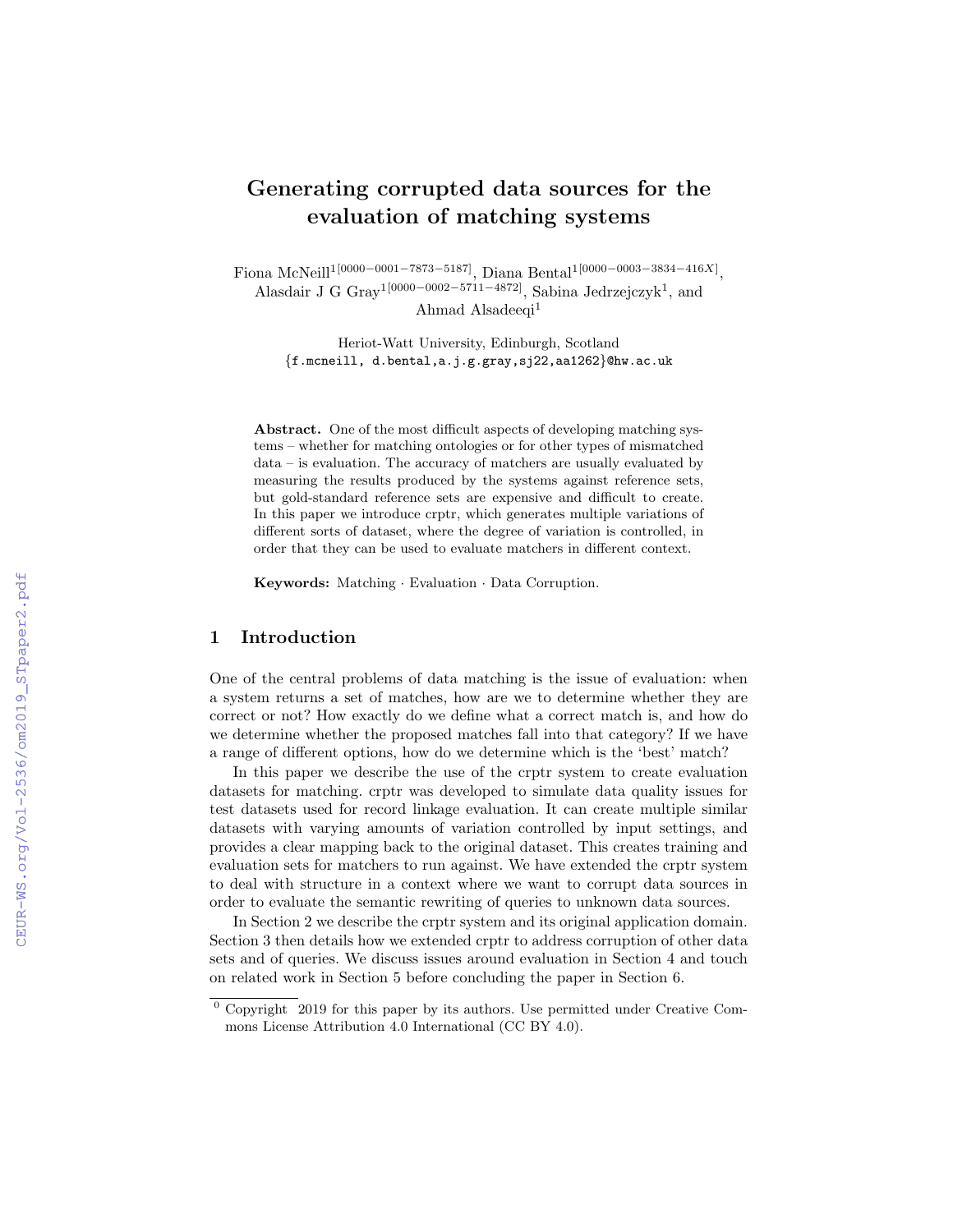# Generating corrupted data sources for the evaluation of matching systems

Fiona McNeill[1[0000−0001−7873−5187]], Diana Bental[1[0000−0003−3834−416X]], Alasdair J G Gray[1[0000−0002−5711−4872]], Sabina Jedrzejczyk[1], and Ahmad Alsadeeqi[1]

Heriot-Watt University, Edinburgh, Scotland
{f.mcneill, d.bental,a.j.g.gray,sj22,aa1262}@hw.ac.uk

**Abstract.** One of the most difficult aspects of developing matching systems – whether for matching ontologies or for other types of mismatched data – is evaluation. The accuracy of matchers are usually evaluated by measuring the results produced by the systems against reference sets, but gold-standard reference sets are expensive and difficult to create. In this paper we introduce crptr, which generates multiple variations of different sorts of dataset, where the degree of variation is controlled, in order that they can be used to evaluate matchers in different context.

**Keywords:** Matching · Evaluation · Data Corruption.

## 1 Introduction

One of the central problems of data matching is the issue of evaluation: when a system returns a set of matches, how are we to determine whether they are correct or not? How exactly do we define what a correct match is, and how do we determine whether the proposed matches fall into that category? If we have a range of different options, how do we determine which is the 'best' match?

In this paper we describe the use of the crptr system to create evaluation datasets for matching. crptr was developed to simulate data quality issues for test datasets used for record linkage evaluation. It can create multiple similar datasets with varying amounts of variation controlled by input settings, and provides a clear mapping back to the original dataset. This creates training and evaluation sets for matchers to run against. We have extended the crptr system to deal with structure in a context where we want to corrupt data sources in order to evaluate the semantic rewriting of queries to unknown data sources.

In Section 2 we describe the crptr system and its original application domain. Section 3 then details how we extended crptr to address corruption of other data sets and of queries. We discuss issues around evaluation in Section 4 and touch on related work in Section 5 before concluding the paper in Section 6.

[0] Copyright 2019 for this paper by its authors. Use permitted under Creative Commons License Attribution 4.0 International (CC BY 4.0).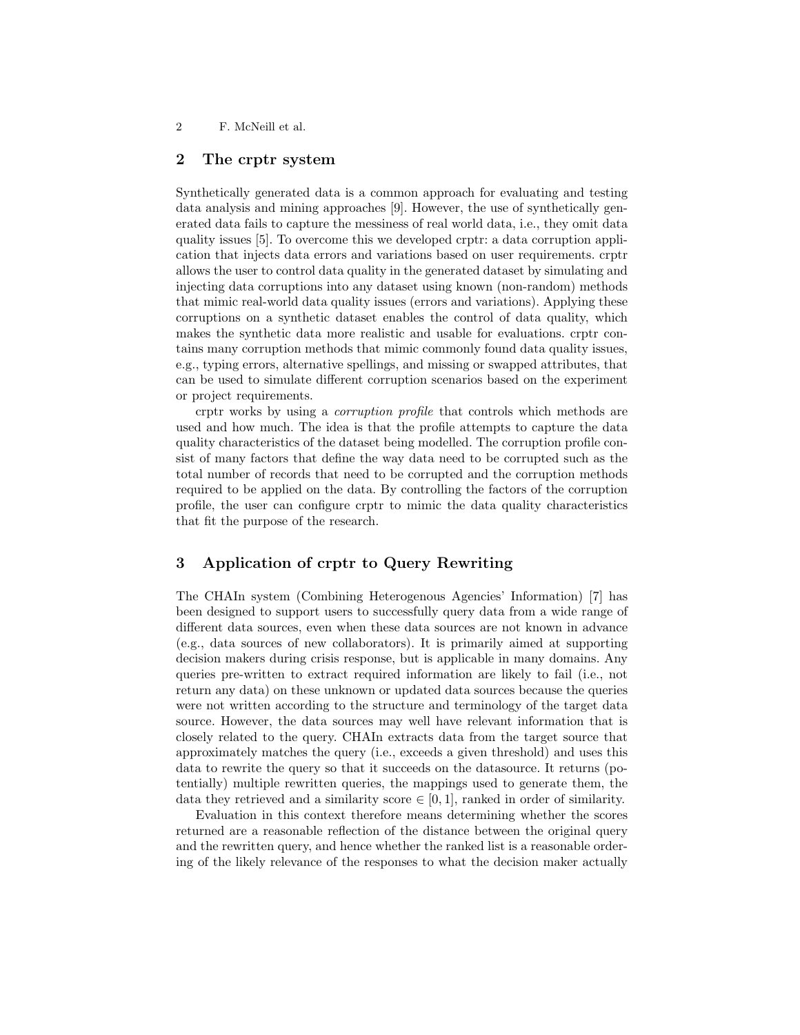## 2 The crptr system

Synthetically generated data is a common approach for evaluating and testing data analysis and mining approaches [9]. However, the use of synthetically generated data fails to capture the messiness of real world data, i.e., they omit data quality issues [5]. To overcome this we developed crptr: a data corruption application that injects data errors and variations based on user requirements. crptr allows the user to control data quality in the generated dataset by simulating and injecting data corruptions into any dataset using known (non-random) methods that mimic real-world data quality issues (errors and variations). Applying these corruptions on a synthetic dataset enables the control of data quality, which makes the synthetic data more realistic and usable for evaluations. crptr contains many corruption methods that mimic commonly found data quality issues, e.g., typing errors, alternative spellings, and missing or swapped attributes, that can be used to simulate different corruption scenarios based on the experiment or project requirements.

crptr works by using a *corruption profile* that controls which methods are used and how much. The idea is that the profile attempts to capture the data quality characteristics of the dataset being modelled. The corruption profile consist of many factors that define the way data need to be corrupted such as the total number of records that need to be corrupted and the corruption methods required to be applied on the data. By controlling the factors of the corruption profile, the user can configure crptr to mimic the data quality characteristics that fit the purpose of the research.

## 3 Application of crptr to Query Rewriting

The CHAIn system (Combining Heterogenous Agencies' Information) [7] has been designed to support users to successfully query data from a wide range of different data sources, even when these data sources are not known in advance (e.g., data sources of new collaborators). It is primarily aimed at supporting decision makers during crisis response, but is applicable in many domains. Any queries pre-written to extract required information are likely to fail (i.e., not return any data) on these unknown or updated data sources because the queries were not written according to the structure and terminology of the target data source. However, the data sources may well have relevant information that is closely related to the query. CHAIn extracts data from the target source that approximately matches the query (i.e., exceeds a given threshold) and uses this data to rewrite the query so that it succeeds on the datasource. It returns (potentially) multiple rewritten queries, the mappings used to generate them, the data they retrieved and a similarity score $\in [0, 1]$, ranked in order of similarity.

Evaluation in this context therefore means determining whether the scores returned are a reasonable reflection of the distance between the original query and the rewritten query, and hence whether the ranked list is a reasonable ordering of the likely relevance of the responses to what the decision maker actually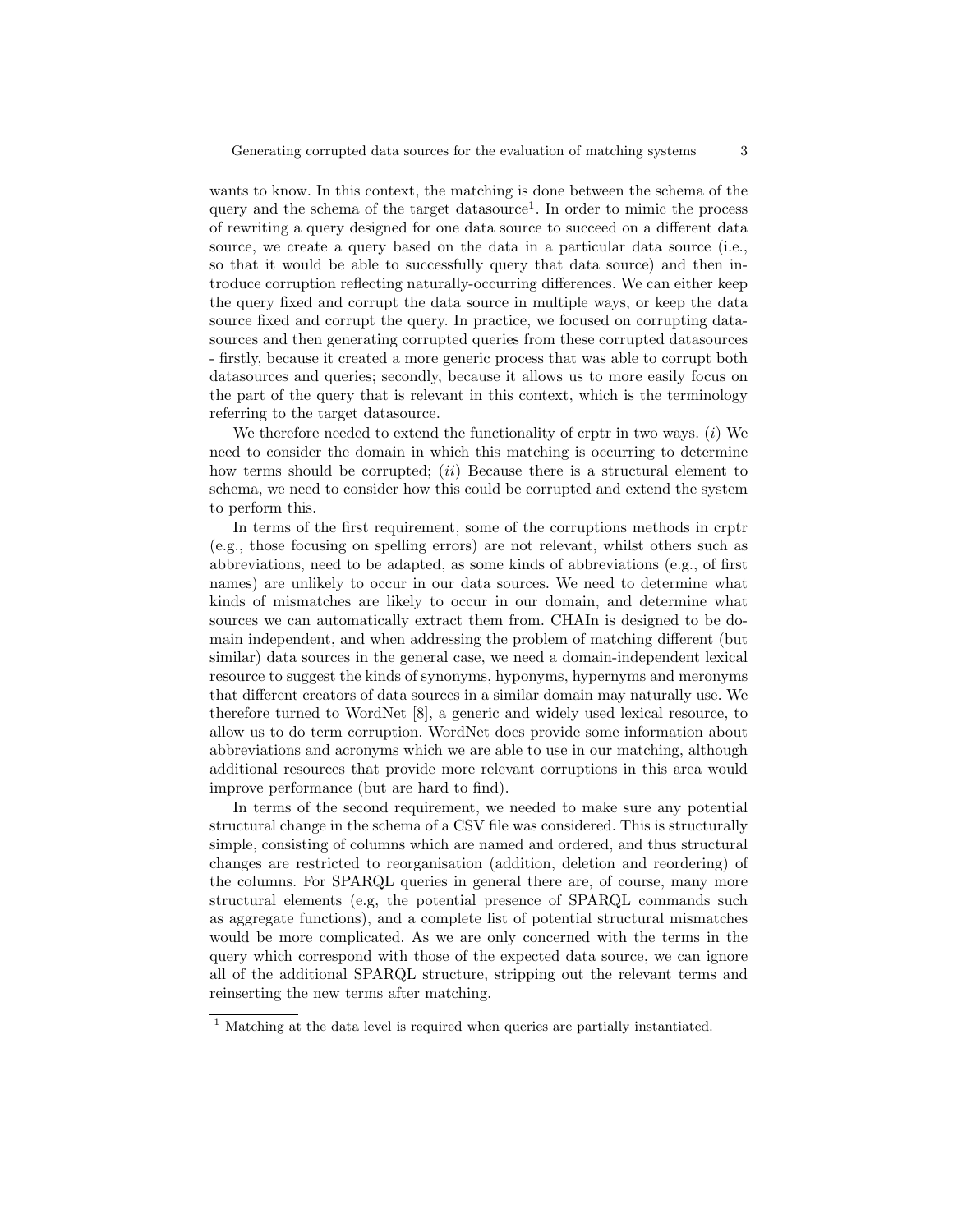wants to know. In this context, the matching is done between the schema of the query and the schema of the target datasource[1]. In order to mimic the process of rewriting a query designed for one data source to succeed on a different data source, we create a query based on the data in a particular data source (i.e., so that it would be able to successfully query that data source) and then introduce corruption reflecting naturally-occurring differences. We can either keep the query fixed and corrupt the data source in multiple ways, or keep the data source fixed and corrupt the query. In practice, we focused on corrupting datasources and then generating corrupted queries from these corrupted datasources - firstly, because it created a more generic process that was able to corrupt both datasources and queries; secondly, because it allows us to more easily focus on the part of the query that is relevant in this context, which is the terminology referring to the target datasource.

We therefore needed to extend the functionality of crptr in two ways. (*i*) We need to consider the domain in which this matching is occurring to determine how terms should be corrupted; (*ii*) Because there is a structural element to schema, we need to consider how this could be corrupted and extend the system to perform this.

In terms of the first requirement, some of the corruptions methods in crptr (e.g., those focusing on spelling errors) are not relevant, whilst others such as abbreviations, need to be adapted, as some kinds of abbreviations (e.g., of first names) are unlikely to occur in our data sources. We need to determine what kinds of mismatches are likely to occur in our domain, and determine what sources we can automatically extract them from. CHAIn is designed to be domain independent, and when addressing the problem of matching different (but similar) data sources in the general case, we need a domain-independent lexical resource to suggest the kinds of synonyms, hyponyms, hypernyms and meronyms that different creators of data sources in a similar domain may naturally use. We therefore turned to WordNet [8], a generic and widely used lexical resource, to allow us to do term corruption. WordNet does provide some information about abbreviations and acronyms which we are able to use in our matching, although additional resources that provide more relevant corruptions in this area would improve performance (but are hard to find).

In terms of the second requirement, we needed to make sure any potential structural change in the schema of a CSV file was considered. This is structurally simple, consisting of columns which are named and ordered, and thus structural changes are restricted to reorganisation (addition, deletion and reordering) of the columns. For SPARQL queries in general there are, of course, many more structural elements (e.g, the potential presence of SPARQL commands such as aggregate functions), and a complete list of potential structural mismatches would be more complicated. As we are only concerned with the terms in the query which correspond with those of the expected data source, we can ignore all of the additional SPARQL structure, stripping out the relevant terms and reinserting the new terms after matching.

[1] Matching at the data level is required when queries are partially instantiated.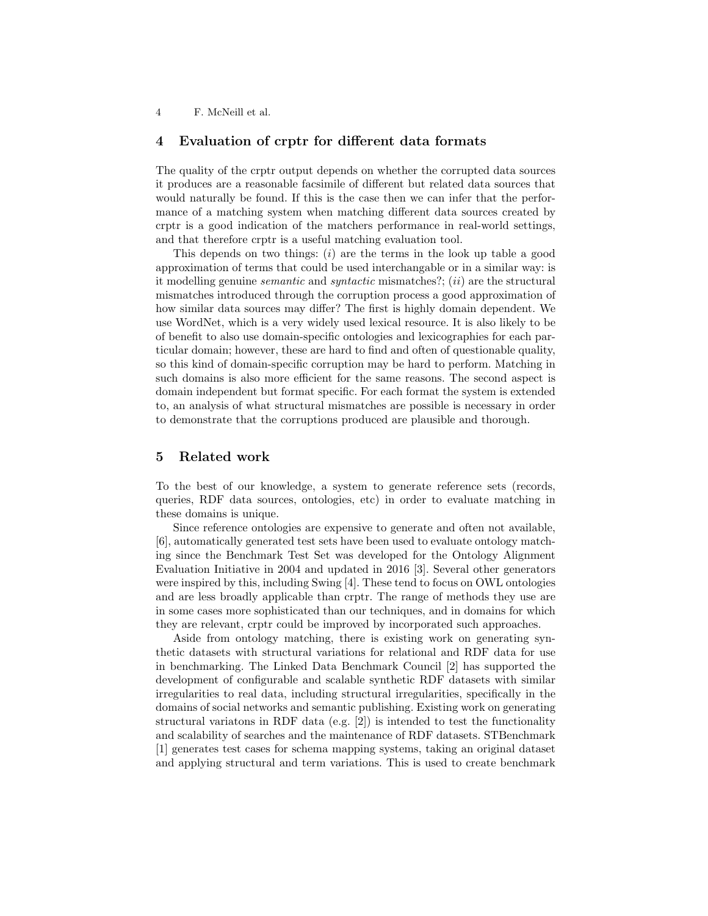## 4 Evaluation of crptr for different data formats

The quality of the crptr output depends on whether the corrupted data sources it produces are a reasonable facsimile of different but related data sources that would naturally be found. If this is the case then we can infer that the performance of a matching system when matching different data sources created by crptr is a good indication of the matchers performance in real-world settings, and that therefore crptr is a useful matching evaluation tool.

This depends on two things: (*i*) are the terms in the look up table a good approximation of terms that could be used interchangable or in a similar way: is it modelling genuine *semantic* and *syntactic* mismatches?; (*ii*) are the structural mismatches introduced through the corruption process a good approximation of how similar data sources may differ? The first is highly domain dependent. We use WordNet, which is a very widely used lexical resource. It is also likely to be of benefit to also use domain-specific ontologies and lexicographies for each particular domain; however, these are hard to find and often of questionable quality, so this kind of domain-specific corruption may be hard to perform. Matching in such domains is also more efficient for the same reasons. The second aspect is domain independent but format specific. For each format the system is extended to, an analysis of what structural mismatches are possible is necessary in order to demonstrate that the corruptions produced are plausible and thorough.

## 5 Related work

To the best of our knowledge, a system to generate reference sets (records, queries, RDF data sources, ontologies, etc) in order to evaluate matching in these domains is unique.

Since reference ontologies are expensive to generate and often not available, [6], automatically generated test sets have been used to evaluate ontology matching since the Benchmark Test Set was developed for the Ontology Alignment Evaluation Initiative in 2004 and updated in 2016 [3]. Several other generators were inspired by this, including Swing [4]. These tend to focus on OWL ontologies and are less broadly applicable than crptr. The range of methods they use are in some cases more sophisticated than our techniques, and in domains for which they are relevant, crptr could be improved by incorporated such approaches.

Aside from ontology matching, there is existing work on generating synthetic datasets with structural variations for relational and RDF data for use in benchmarking. The Linked Data Benchmark Council [2] has supported the development of configurable and scalable synthetic RDF datasets with similar irregularities to real data, including structural irregularities, specifically in the domains of social networks and semantic publishing. Existing work on generating structural variatons in RDF data (e.g. [2]) is intended to test the functionality and scalability of searches and the maintenance of RDF datasets. STBenchmark [1] generates test cases for schema mapping systems, taking an original dataset and applying structural and term variations. This is used to create benchmark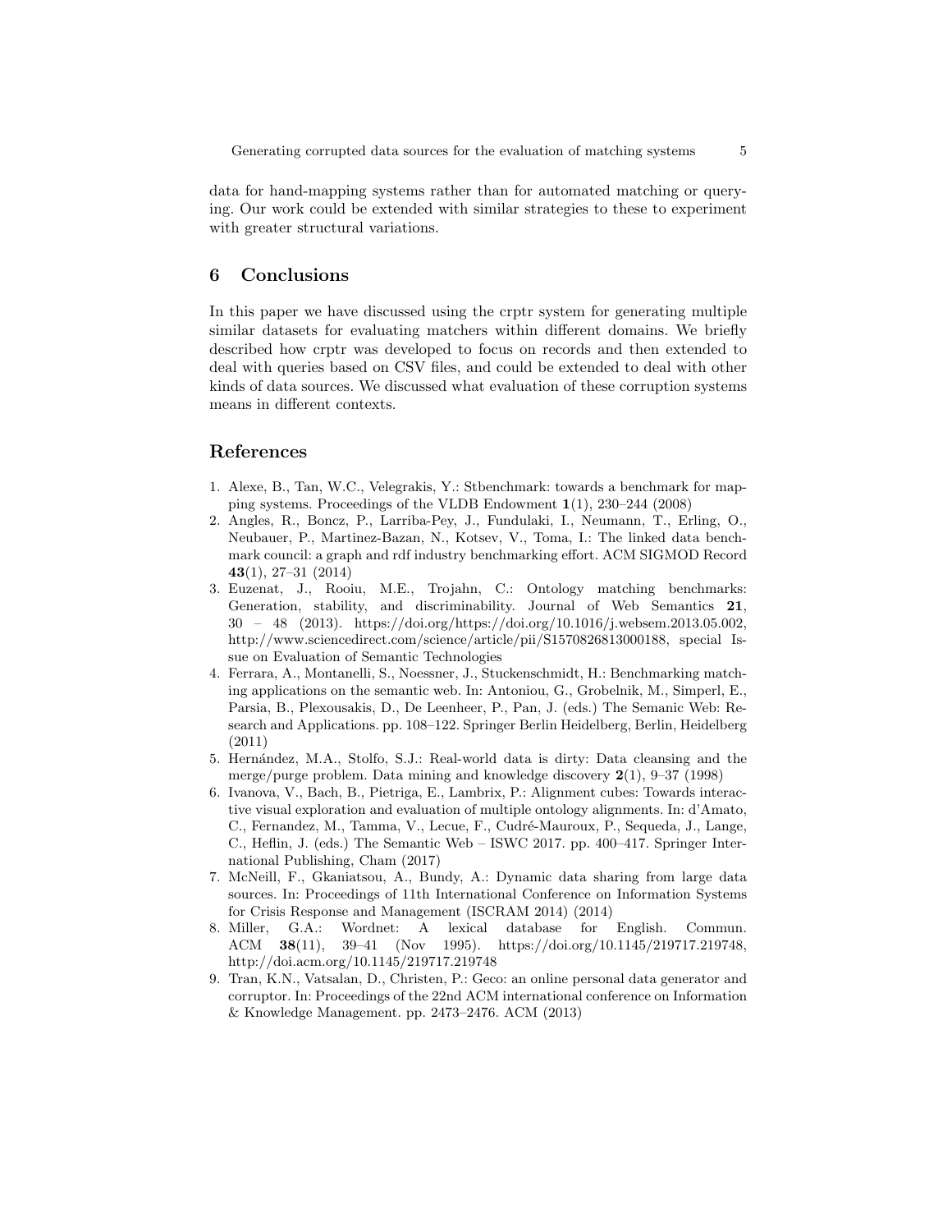data for hand-mapping systems rather than for automated matching or querying. Our work could be extended with similar strategies to these to experiment with greater structural variations.

## 6 Conclusions

In this paper we have discussed using the crptr system for generating multiple similar datasets for evaluating matchers within different domains. We briefly described how crptr was developed to focus on records and then extended to deal with queries based on CSV files, and could be extended to deal with other kinds of data sources. We discussed what evaluation of these corruption systems means in different contexts.

## References

1. Alexe, B., Tan, W.C., Velegrakis, Y.: Stbenchmark: towards a benchmark for mapping systems. Proceedings of the VLDB Endowment **1**(1), 230–244 (2008)
2. Angles, R., Boncz, P., Larriba-Pey, J., Fundulaki, I., Neumann, T., Erling, O., Neubauer, P., Martinez-Bazan, N., Kotsev, V., Toma, I.: The linked data benchmark council: a graph and rdf industry benchmarking effort. ACM SIGMOD Record **43**(1), 27–31 (2014)
3. Euzenat, J., Rooiu, M.E., Trojahn, C.: Ontology matching benchmarks: Generation, stability, and discriminability. Journal of Web Semantics **21**, 30 – 48 (2013). https://doi.org/https://doi.org/10.1016/j.websem.2013.05.002, http://www.sciencedirect.com/science/article/pii/S1570826813000188, special Issue on Evaluation of Semantic Technologies
4. Ferrara, A., Montanelli, S., Noessner, J., Stuckenschmidt, H.: Benchmarking matching applications on the semantic web. In: Antoniou, G., Grobelnik, M., Simperl, E., Parsia, B., Plexousakis, D., De Leenheer, P., Pan, J. (eds.) The Semanic Web: Research and Applications. pp. 108–122. Springer Berlin Heidelberg, Berlin, Heidelberg (2011)
5. Hernández, M.A., Stolfo, S.J.: Real-world data is dirty: Data cleansing and the merge/purge problem. Data mining and knowledge discovery **2**(1), 9–37 (1998)
6. Ivanova, V., Bach, B., Pietriga, E., Lambrix, P.: Alignment cubes: Towards interactive visual exploration and evaluation of multiple ontology alignments. In: d'Amato, C., Fernandez, M., Tamma, V., Lecue, F., Cudré-Mauroux, P., Sequeda, J., Lange, C., Heflin, J. (eds.) The Semantic Web – ISWC 2017. pp. 400–417. Springer International Publishing, Cham (2017)
7. McNeill, F., Gkaniatsou, A., Bundy, A.: Dynamic data sharing from large data sources. In: Proceedings of 11th International Conference on Information Systems for Crisis Response and Management (ISCRAM 2014) (2014)
8. Miller, G.A.: Wordnet: A lexical database for English. Commun. ACM **38**(11), 39–41 (Nov 1995). https://doi.org/10.1145/219717.219748, http://doi.acm.org/10.1145/219717.219748
9. Tran, K.N., Vatsalan, D., Christen, P.: Geco: an online personal data generator and corruptor. In: Proceedings of the 22nd ACM international conference on Information & Knowledge Management. pp. 2473–2476. ACM (2013)